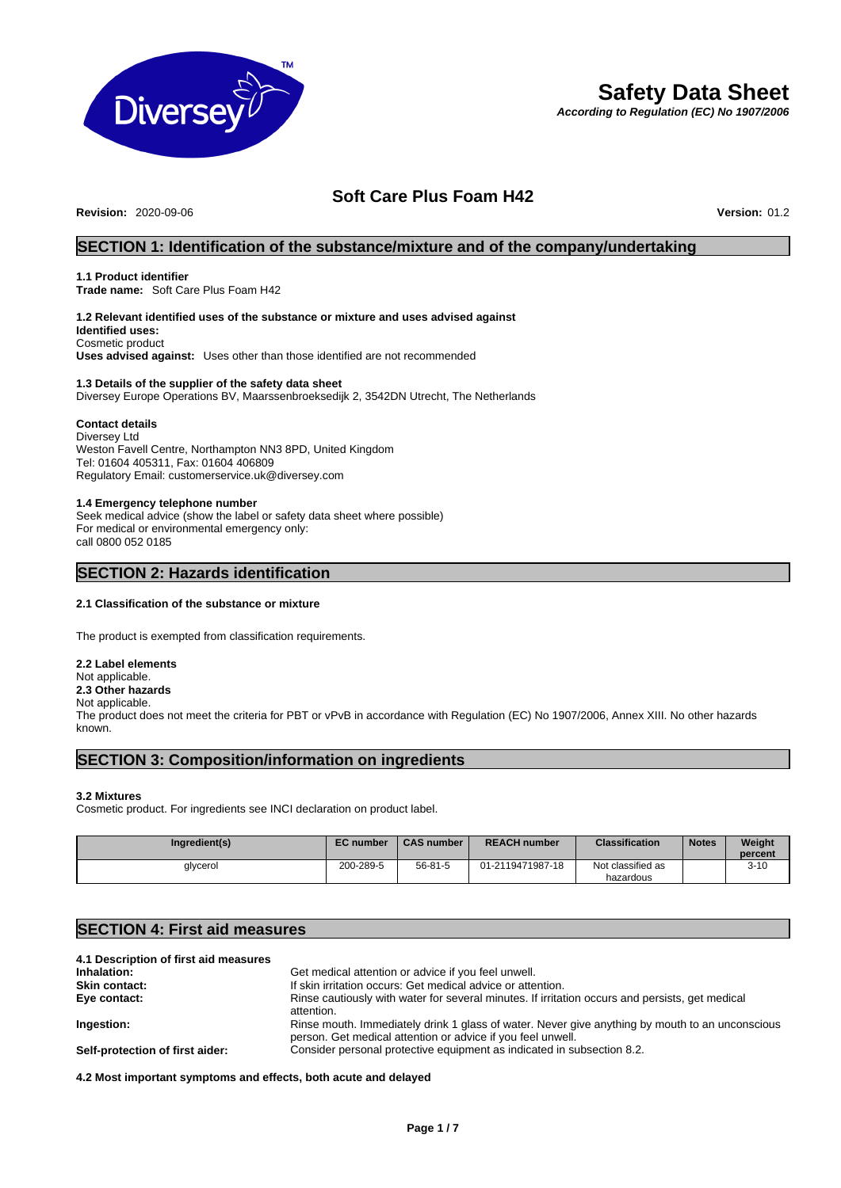# Safety Data Sheet

***According to Regulation (EC) No 1907/2006***

## Soft Care Plus Foam H42

**Revision:** 2020-09-06 **Version:** 01.2

## SECTION 1: Identification of the substance/mixture and of the company/undertaking

### 1.1 Product identifier

**Trade name:** Soft Care Plus Foam H42

### 1.2 Relevant identified uses of the substance or mixture and uses advised against

**Identified uses:**
Cosmetic product
**Uses advised against:** Uses other than those identified are not recommended

### 1.3 Details of the supplier of the safety data sheet

Diversey Europe Operations BV, Maarssenbroeksedijk 2, 3542DN Utrecht, The Netherlands

**Contact details**
Diversey Ltd
Weston Favell Centre, Northampton NN3 8PD, United Kingdom
Tel: 01604 405311, Fax: 01604 406809
Regulatory Email: customerservice.uk@diversey.com

### 1.4 Emergency telephone number

Seek medical advice (show the label or safety data sheet where possible)
For medical or environmental emergency only:
call 0800 052 0185

## SECTION 2: Hazards identification

### 2.1 Classification of the substance or mixture

The product is exempted from classification requirements.

### 2.2 Label elements

Not applicable.

### 2.3 Other hazards

Not applicable.
The product does not meet the criteria for PBT or vPvB in accordance with Regulation (EC) No 1907/2006, Annex XIII. No other hazards known.

## SECTION 3: Composition/information on ingredients

### 3.2 Mixtures

Cosmetic product. For ingredients see INCI declaration on product label.

| Ingredient(s) | EC number | CAS number | REACH number | Classification | Notes | Weight percent |
|---|---|---|---|---|---|---|
| glycerol | 200-289-5 | 56-81-5 | 01-2119471987-18 | Not classified as hazardous | | 3-10 |

## SECTION 4: First aid measures

### 4.1 Description of first aid measures

**Inhalation:** Get medical attention or advice if you feel unwell.
**Skin contact:** If skin irritation occurs: Get medical advice or attention.
**Eye contact:** Rinse cautiously with water for several minutes. If irritation occurs and persists, get medical attention.
**Ingestion:** Rinse mouth. Immediately drink 1 glass of water. Never give anything by mouth to an unconscious person. Get medical attention or advice if you feel unwell.
**Self-protection of first aider:** Consider personal protective equipment as indicated in subsection 8.2.

### 4.2 Most important symptoms and effects, both acute and delayed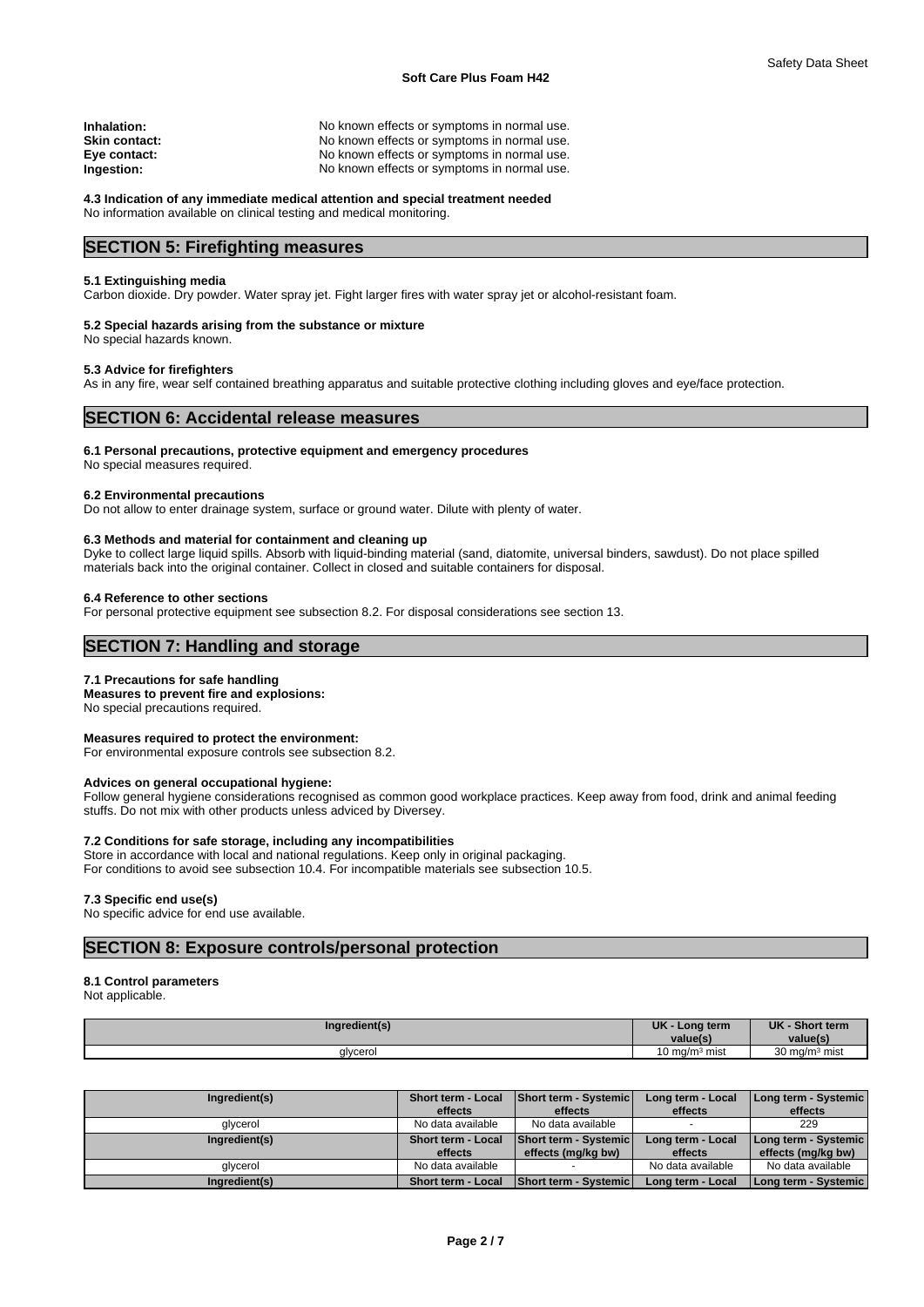**Inhalation:** No known effects or symptoms in normal use.
**Skin contact:** No known effects or symptoms in normal use.
**Eye contact:** No known effects or symptoms in normal use.
**Ingestion:** No known effects or symptoms in normal use.

**4.3 Indication of any immediate medical attention and special treatment needed**
No information available on clinical testing and medical monitoring.

## SECTION 5: Firefighting measures

**5.1 Extinguishing media**
Carbon dioxide. Dry powder. Water spray jet. Fight larger fires with water spray jet or alcohol-resistant foam.

**5.2 Special hazards arising from the substance or mixture**
No special hazards known.

**5.3 Advice for firefighters**
As in any fire, wear self contained breathing apparatus and suitable protective clothing including gloves and eye/face protection.

## SECTION 6: Accidental release measures

**6.1 Personal precautions, protective equipment and emergency procedures**
No special measures required.

**6.2 Environmental precautions**
Do not allow to enter drainage system, surface or ground water. Dilute with plenty of water.

**6.3 Methods and material for containment and cleaning up**
Dyke to collect large liquid spills. Absorb with liquid-binding material (sand, diatomite, universal binders, sawdust). Do not place spilled materials back into the original container. Collect in closed and suitable containers for disposal.

**6.4 Reference to other sections**
For personal protective equipment see subsection 8.2. For disposal considerations see section 13.

## SECTION 7: Handling and storage

**7.1 Precautions for safe handling**
**Measures to prevent fire and explosions:**
No special precautions required.

**Measures required to protect the environment:**
For environmental exposure controls see subsection 8.2.

**Advices on general occupational hygiene:**
Follow general hygiene considerations recognised as common good workplace practices. Keep away from food, drink and animal feeding stuffs. Do not mix with other products unless adviced by Diversey.

**7.2 Conditions for safe storage, including any incompatibilities**
Store in accordance with local and national regulations. Keep only in original packaging.
For conditions to avoid see subsection 10.4. For incompatible materials see subsection 10.5.

**7.3 Specific end use(s)**
No specific advice for end use available.

## SECTION 8: Exposure controls/personal protection

**8.1 Control parameters**
Not applicable.

| Ingredient(s) | UK - Long term value(s) | UK - Short term value(s) |
|---|---|---|
| glycerol | 10 mg/m³ mist | 30 mg/m³ mist |

| Ingredient(s) | Short term - Local effects | Short term - Systemic effects | Long term - Local effects | Long term - Systemic effects |
|---|---|---|---|---|
| glycerol | No data available | No data available | - | 229 |
| **Ingredient(s)** | **Short term - Local effects** | **Short term - Systemic effects (mg/kg bw)** | **Long term - Local effects** | **Long term - Systemic effects (mg/kg bw)** |
| glycerol | No data available | - | No data available | No data available |
| **Ingredient(s)** | **Short term - Local** | **Short term - Systemic** | **Long term - Local** | **Long term - Systemic** |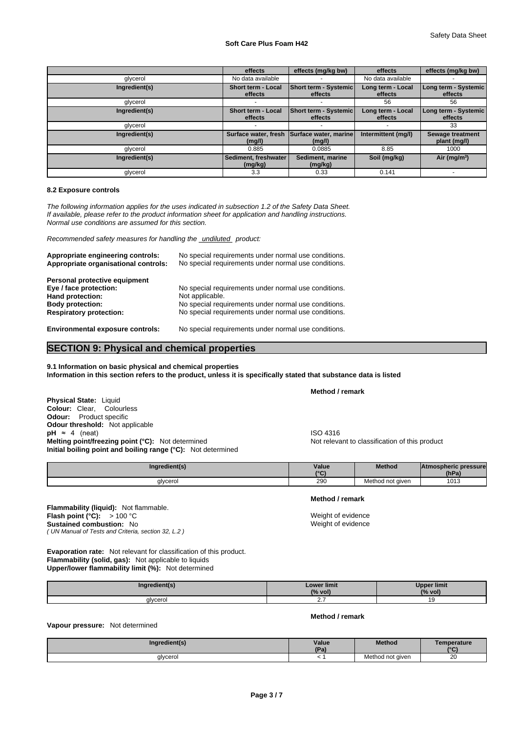| | effects | effects (mg/kg bw) | effects | effects (mg/kg bw) |
|---|---|---|---|---|
| glycerol | No data available | - | No data available | - |
| **Ingredient(s)** | **Short term - Local effects** | **Short term - Systemic effects** | **Long term - Local effects** | **Long term - Systemic effects** |
| glycerol | - | - | 56 | 56 |
| **Ingredient(s)** | **Short term - Local effects** | **Short term - Systemic effects** | **Long term - Local effects** | **Long term - Systemic effects** |
| glycerol | - | - | - | 33 |
| **Ingredient(s)** | **Surface water, fresh (mg/l)** | **Surface water, marine (mg/l)** | **Intermittent (mg/l)** | **Sewage treatment plant (mg/l)** |
| glycerol | 0.885 | 0.0885 | 8.85 | 1000 |
| **Ingredient(s)** | **Sediment, freshwater (mg/kg)** | **Sediment, marine (mg/kg)** | **Soil (mg/kg)** | **Air (mg/m³)** |
| glycerol | 3.3 | 0.33 | 0.141 | - |

**8.2 Exposure controls**

*The following information applies for the uses indicated in subsection 1.2 of the Safety Data Sheet.*
*If available, please refer to the product information sheet for application and handling instructions.*
*Normal use conditions are assumed for this section.*

*Recommended safety measures for handling the undiluted product:*

**Appropriate engineering controls:** No special requirements under normal use conditions.
**Appropriate organisational controls:** No special requirements under normal use conditions.

**Personal protective equipment**
**Eye / face protection:** No special requirements under normal use conditions.
**Hand protection:** Not applicable.
**Body protection:** No special requirements under normal use conditions.
**Respiratory protection:** No special requirements under normal use conditions.

**Environmental exposure controls:** No special requirements under normal use conditions.

## SECTION 9: Physical and chemical properties

**9.1 Information on basic physical and chemical properties**
**Information in this section refers to the product, unless it is specifically stated that substance data is listed**

**Method / remark**

**Physical State:** Liquid
**Colour:** Clear, Colourless
**Odour:** Product specific
**Odour threshold:** Not applicable
**pH** ≈ 4 (neat) — ISO 4316
**Melting point/freezing point (°C):** Not determined — Not relevant to classification of this product
**Initial boiling point and boiling range (°C):** Not determined

| Ingredient(s) | Value (°C) | Method | Atmospheric pressure (hPa) |
|---|---|---|---|
| glycerol | 290 | Method not given | 1013 |

**Method / remark**

**Flammability (liquid):** Not flammable.
**Flash point (°C):** > 100 °C — Weight of evidence
**Sustained combustion:** No — Weight of evidence
*( UN Manual of Tests and Criteria, section 32, L.2 )*

**Evaporation rate:** Not relevant for classification of this product.
**Flammability (solid, gas):** Not applicable to liquids
**Upper/lower flammability limit (%):** Not determined

| Ingredient(s) | Lower limit (% vol) | Upper limit (% vol) |
|---|---|---|
| glycerol | 2.7 | 19 |

**Method / remark**

**Vapour pressure:** Not determined

| Ingredient(s) | Value (Pa) | Method | Temperature (°C) |
|---|---|---|---|
| glycerol | < 1 | Method not given | 20 |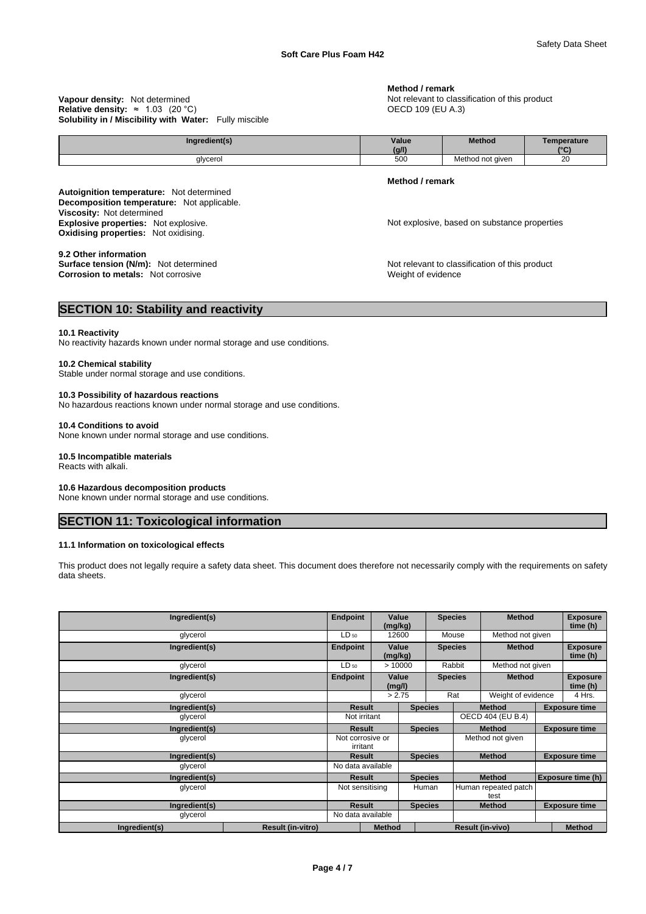**Vapour density:** Not determined
**Relative density:** ≈ 1.03 (20 °C)
**Solubility in / Miscibility with Water:** Fully miscible

**Method / remark**
Not relevant to classification of this product
OECD 109 (EU A.3)

| Ingredient(s) | Value (g/l) | Method | Temperature (°C) |
|---|---|---|---|
| glycerol | 500 | Method not given | 20 |

**Method / remark**

**Autoignition temperature:** Not determined
**Decomposition temperature:** Not applicable.
**Viscosity:** Not determined
**Explosive properties:** Not explosive. — Not explosive, based on substance properties
**Oxidising properties:** Not oxidising.

**9.2 Other information**
**Surface tension (N/m):** Not determined — Not relevant to classification of this product
**Corrosion to metals:** Not corrosive — Weight of evidence

## SECTION 10: Stability and reactivity

**10.1 Reactivity**
No reactivity hazards known under normal storage and use conditions.

**10.2 Chemical stability**
Stable under normal storage and use conditions.

**10.3 Possibility of hazardous reactions**
No hazardous reactions known under normal storage and use conditions.

**10.4 Conditions to avoid**
None known under normal storage and use conditions.

**10.5 Incompatible materials**
Reacts with alkali.

**10.6 Hazardous decomposition products**
None known under normal storage and use conditions.

## SECTION 11: Toxicological information

**11.1 Information on toxicological effects**

This product does not legally require a safety data sheet. This document does therefore not necessarily comply with the requirements on safety data sheets.

| Ingredient(s) | Endpoint | Value (mg/kg) | Species | Method | Exposure time (h) |
|---|---|---|---|---|---|
| glycerol | $LD_{50}$ | 12600 | Mouse | Method not given | |

| Ingredient(s) | Endpoint | Value (mg/kg) | Species | Method | Exposure time (h) |
|---|---|---|---|---|---|
| glycerol | $LD_{50}$ | > 10000 | Rabbit | Method not given | |

| Ingredient(s) | Endpoint | Value (mg/l) | Species | Method | Exposure time (h) |
|---|---|---|---|---|---|
| glycerol | | > 2.75 | Rat | Weight of evidence | 4 Hrs. |

| Ingredient(s) | Result | Species | Method | Exposure time |
|---|---|---|---|---|
| glycerol | Not irritant | | OECD 404 (EU B.4) | |

| Ingredient(s) | Result | Species | Method | Exposure time |
|---|---|---|---|---|
| glycerol | Not corrosive or irritant | | Method not given | |

| Ingredient(s) | Result | Species | Method | Exposure time |
|---|---|---|---|---|
| glycerol | No data available | | | |

| Ingredient(s) | Result | Species | Method | Exposure time (h) |
|---|---|---|---|---|
| glycerol | Not sensitising | Human | Human repeated patch test | |

| Ingredient(s) | Result | Species | Method | Exposure time |
|---|---|---|---|---|
| glycerol | No data available | | | |

| Ingredient(s) | Result (in-vitro) | Method | Result (in-vivo) | Method |
|---|---|---|---|---|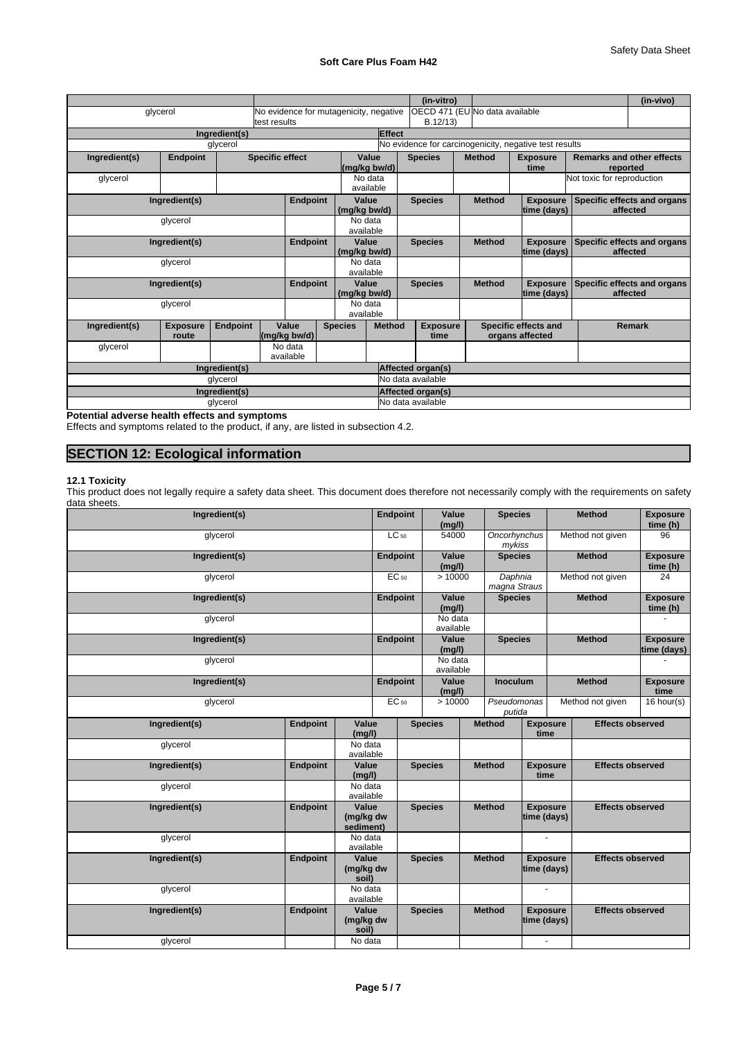| | | | | | (in-vitro) | | | (in-vivo) |
|---|---|---|---|---|---|---|---|---|
| glycerol | | No evidence for mutagenicity, negative test results | | | OECD 471 (EU B.12/13) | No data available | | |

| Ingredient(s) | Effect |
|---|---|
| glycerol | No evidence for carcinogenicity, negative test results |

| Ingredient(s) | Endpoint | Specific effect | Value (mg/kg bw/d) | Species | Method | Exposure time | Remarks and other effects reported |
|---|---|---|---|---|---|---|---|
| glycerol | | | No data available | | | | Not toxic for reproduction |

| Ingredient(s) | Endpoint | Value (mg/kg bw/d) | Species | Method | Exposure time (days) | Specific effects and organs affected |
|---|---|---|---|---|---|---|
| glycerol | | No data available | | | | |

| Ingredient(s) | Endpoint | Value (mg/kg bw/d) | Species | Method | Exposure time (days) | Specific effects and organs affected |
|---|---|---|---|---|---|---|
| glycerol | | No data available | | | | |

| Ingredient(s) | Endpoint | Value (mg/kg bw/d) | Species | Method | Exposure time (days) | Specific effects and organs affected |
|---|---|---|---|---|---|---|
| glycerol | | No data available | | | | |

| Ingredient(s) | Exposure route | Endpoint | Value (mg/kg bw/d) | Species | Method | Exposure time | Specific effects and organs affected | Remark |
|---|---|---|---|---|---|---|---|---|
| glycerol | | | No data available | | | | | |

| Ingredient(s) | Affected organ(s) |
|---|---|
| glycerol | No data available |

| Ingredient(s) | Affected organ(s) |
|---|---|
| glycerol | No data available |

**Potential adverse health effects and symptoms**

Effects and symptoms related to the product, if any, are listed in subsection 4.2.

## SECTION 12: Ecological information

**12.1 Toxicity**

This product does not legally require a safety data sheet. This document does therefore not necessarily comply with the requirements on safety data sheets.

| Ingredient(s) | Endpoint | Value (mg/l) | Species | Method | Exposure time (h) |
|---|---|---|---|---|---|
| glycerol | $LC_{50}$ | 54000 | *Oncorhynchus mykiss* | Method not given | 96 |

| Ingredient(s) | Endpoint | Value (mg/l) | Species | Method | Exposure time (h) |
|---|---|---|---|---|---|
| glycerol | $EC_{50}$ | > 10000 | *Daphnia magna Straus* | Method not given | 24 |

| Ingredient(s) | Endpoint | Value (mg/l) | Species | Method | Exposure time (h) |
|---|---|---|---|---|---|
| glycerol | | No data available | | | - |

| Ingredient(s) | Endpoint | Value (mg/l) | Species | Method | Exposure time (days) |
|---|---|---|---|---|---|
| glycerol | | No data available | | | - |

| Ingredient(s) | Endpoint | Value (mg/l) | Inoculum | Method | Exposure time |
|---|---|---|---|---|---|
| glycerol | $EC_{50}$ | > 10000 | *Pseudomonas putida* | Method not given | 16 hour(s) |

| Ingredient(s) | Endpoint | Value (mg/l) | Species | Method | Exposure time | Effects observed |
|---|---|---|---|---|---|---|
| glycerol | | No data available | | | | |

| Ingredient(s) | Endpoint | Value (mg/l) | Species | Method | Exposure time | Effects observed |
|---|---|---|---|---|---|---|
| glycerol | | No data available | | | | |

| Ingredient(s) | Endpoint | Value (mg/kg dw sediment) | Species | Method | Exposure time (days) | Effects observed |
|---|---|---|---|---|---|---|
| glycerol | | No data available | | | - | |

| Ingredient(s) | Endpoint | Value (mg/kg dw soil) | Species | Method | Exposure time (days) | Effects observed |
|---|---|---|---|---|---|---|
| glycerol | | No data available | | | - | |

| Ingredient(s) | Endpoint | Value (mg/kg dw soil) | Species | Method | Exposure time (days) | Effects observed |
|---|---|---|---|---|---|---|
| glycerol | | No data | | | - | |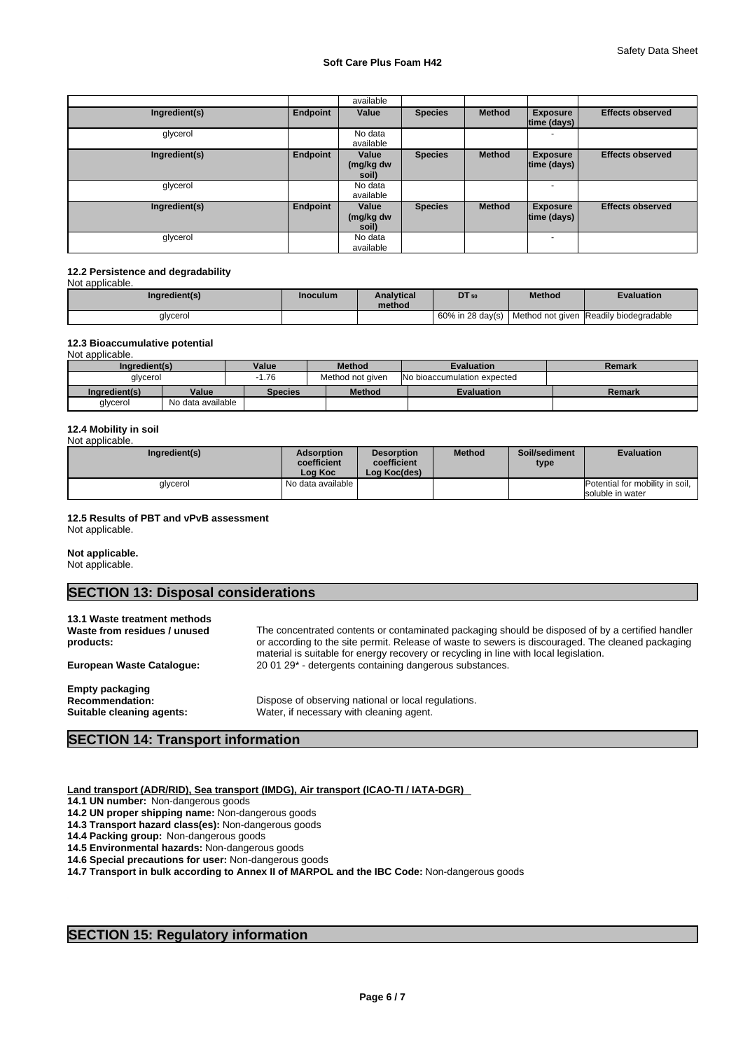| Ingredient(s) | Endpoint | Value | Species | Method | Exposure time (days) | Effects observed |
|---|---|---|---|---|---|---|
| | | available | | | | |
| Ingredient(s) | Endpoint | Value | Species | Method | Exposure time (days) | Effects observed |
| glycerol | | No data available | | | - | |

| Ingredient(s) | Endpoint | Value (mg/kg dw soil) | Species | Method | Exposure time (days) | Effects observed |
|---|---|---|---|---|---|---|
| glycerol | | No data available | | | - | |

| Ingredient(s) | Endpoint | Value (mg/kg dw soil) | Species | Method | Exposure time (days) | Effects observed |
|---|---|---|---|---|---|---|
| glycerol | | No data available | | | - | |

### 12.2 Persistence and degradability

Not applicable.

| Ingredient(s) | Inoculum | Analytical method | $DT_{50}$ | Method | Evaluation |
|---|---|---|---|---|---|
| glycerol | | | 60% in 28 day(s) | Method not given | Readily biodegradable |

### 12.3 Bioaccumulative potential

Not applicable.

| Ingredient(s) | Value | Method | Evaluation | Remark |
|---|---|---|---|---|
| glycerol | -1.76 | Method not given | No bioaccumulation expected | |

| Ingredient(s) | Value | Species | Method | Evaluation | Remark |
|---|---|---|---|---|---|
| glycerol | No data available | | | | |

### 12.4 Mobility in soil

Not applicable.

| Ingredient(s) | Adsorption coefficient Log Koc | Desorption coefficient Log Koc(des) | Method | Soil/sediment type | Evaluation |
|---|---|---|---|---|---|
| glycerol | No data available | | | | Potential for mobility in soil, soluble in water |

### 12.5 Results of PBT and vPvB assessment

Not applicable.

**Not applicable.**

Not applicable.

## SECTION 13: Disposal considerations

**13.1 Waste treatment methods**

**Waste from residues / unused products:** The concentrated contents or contaminated packaging should be disposed of by a certified handler or according to the site permit. Release of waste to sewers is discouraged. The cleaned packaging material is suitable for energy recovery or recycling in line with local legislation.

**European Waste Catalogue:** 20 01 29* - detergents containing dangerous substances.

**Empty packaging**

**Recommendation:** Dispose of observing national or local regulations.

**Suitable cleaning agents:** Water, if necessary with cleaning agent.

## SECTION 14: Transport information

**Land transport (ADR/RID), Sea transport (IMDG), Air transport (ICAO-TI / IATA-DGR)**

**14.1 UN number:** Non-dangerous goods

**14.2 UN proper shipping name:** Non-dangerous goods

**14.3 Transport hazard class(es):** Non-dangerous goods

**14.4 Packing group:** Non-dangerous goods

**14.5 Environmental hazards:** Non-dangerous goods

**14.6 Special precautions for user:** Non-dangerous goods

**14.7 Transport in bulk according to Annex II of MARPOL and the IBC Code:** Non-dangerous goods

## SECTION 15: Regulatory information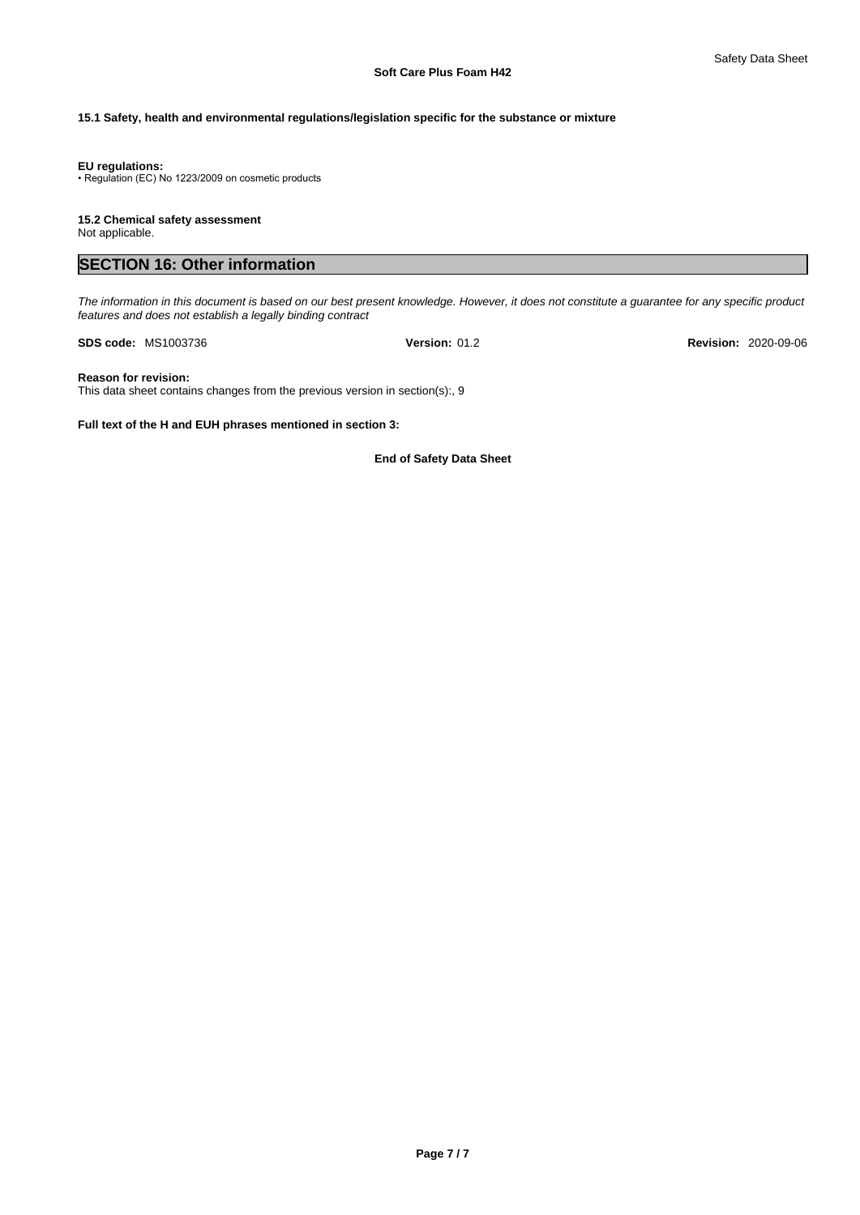#### 15.1 Safety, health and environmental regulations/legislation specific for the substance or mixture

**EU regulations:**
• Regulation (EC) No 1223/2009 on cosmetic products

**15.2 Chemical safety assessment**
Not applicable.

## SECTION 16: Other information

*The information in this document is based on our best present knowledge. However, it does not constitute a guarantee for any specific product features and does not establish a legally binding contract*

**SDS code:** MS1003736 **Version:** 01.2 **Revision:** 2020-09-06

**Reason for revision:**
This data sheet contains changes from the previous version in section(s):, 9

**Full text of the H and EUH phrases mentioned in section 3:**

**End of Safety Data Sheet**